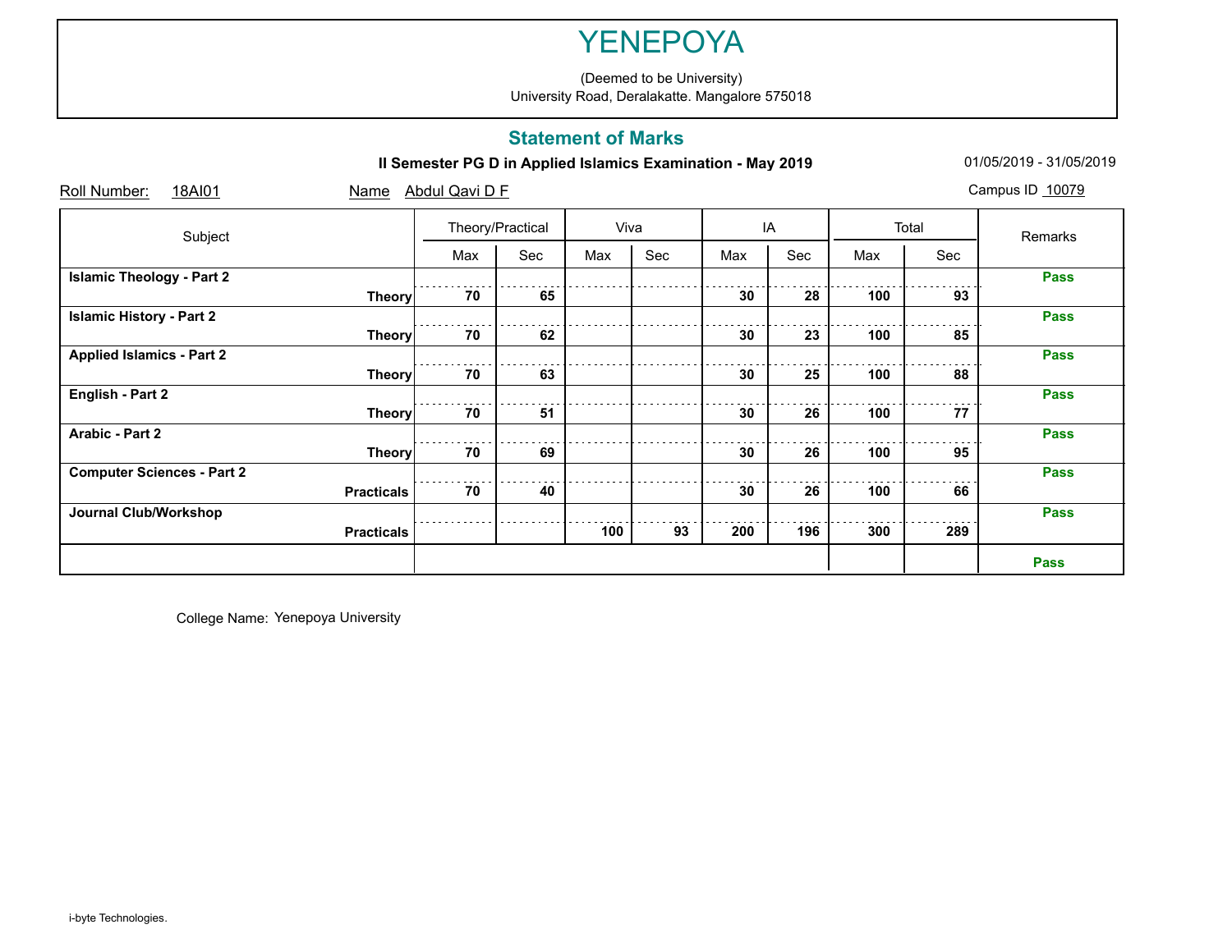# YENEPOYA

(Deemed to be University)
University Road, Deralakatte. Mangalore 575018

## Statement of Marks

**II Semester PG D in Applied Islamics Examination - May 2019**

01/05/2019 - 31/05/2019

Roll Number: 18AI01 Name Abdul Qavi D F Campus ID 10079

| Subject | | Theory/Practical | | Viva | | IA | | Total | | Remarks |
|---|---|---|---|---|---|---|---|---|---|---|
| | | Max | Sec | Max | Sec | Max | Sec | Max | Sec | |
| **Islamic Theology - Part 2** | **Theory** | **70** | **65** | | | **30** | **28** | **100** | **93** | **Pass** |
| **Islamic History - Part 2** | **Theory** | **70** | **62** | | | **30** | **23** | **100** | **85** | **Pass** |
| **Applied Islamics - Part 2** | **Theory** | **70** | **63** | | | **30** | **25** | **100** | **88** | **Pass** |
| **English - Part 2** | **Theory** | **70** | **51** | | | **30** | **26** | **100** | **77** | **Pass** |
| **Arabic - Part 2** | **Theory** | **70** | **69** | | | **30** | **26** | **100** | **95** | **Pass** |
| **Computer Sciences - Part 2** | **Practicals** | **70** | **40** | | | **30** | **26** | **100** | **66** | **Pass** |
| **Journal Club/Workshop** | **Practicals** | | | **100** | **93** | **200** | **196** | **300** | **289** | **Pass** |
| | | | | | | | | | | **Pass** |

College Name: Yenepoya University

i-byte Technologies.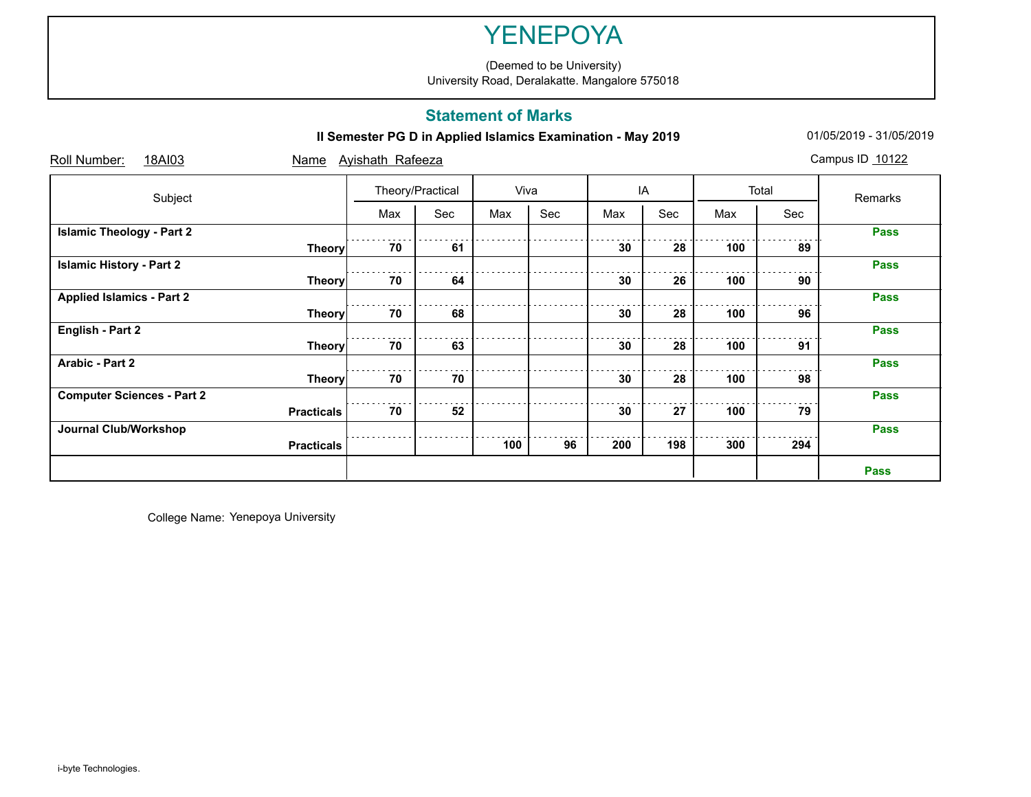# YENEPOYA

(Deemed to be University)
University Road, Deralakatte. Mangalore 575018

## Statement of Marks

**II Semester PG D in Applied Islamics Examination - May 2019**

01/05/2019 - 31/05/2019

Roll Number: 18AI03    Name Ayishath Rafeeza    Campus ID 10122

| Subject | | Theory/Practical | | Viva | | IA | | Total | | Remarks |
|---|---|---|---|---|---|---|---|---|---|---|
| | | Max | Sec | Max | Sec | Max | Sec | Max | Sec | |
| **Islamic Theology - Part 2** | **Theory** | **70** | **61** | | | **30** | **28** | **100** | **89** | **Pass** |
| **Islamic History - Part 2** | **Theory** | **70** | **64** | | | **30** | **26** | **100** | **90** | **Pass** |
| **Applied Islamics - Part 2** | **Theory** | **70** | **68** | | | **30** | **28** | **100** | **96** | **Pass** |
| **English - Part 2** | **Theory** | **70** | **63** | | | **30** | **28** | **100** | **91** | **Pass** |
| **Arabic - Part 2** | **Theory** | **70** | **70** | | | **30** | **28** | **100** | **98** | **Pass** |
| **Computer Sciences - Part 2** | **Practicals** | **70** | **52** | | | **30** | **27** | **100** | **79** | **Pass** |
| **Journal Club/Workshop** | **Practicals** | | | **100** | **96** | **200** | **198** | **300** | **294** | **Pass** |
| | | | | | | | | | | **Pass** |

College Name: Yenepoya University

i-byte Technologies.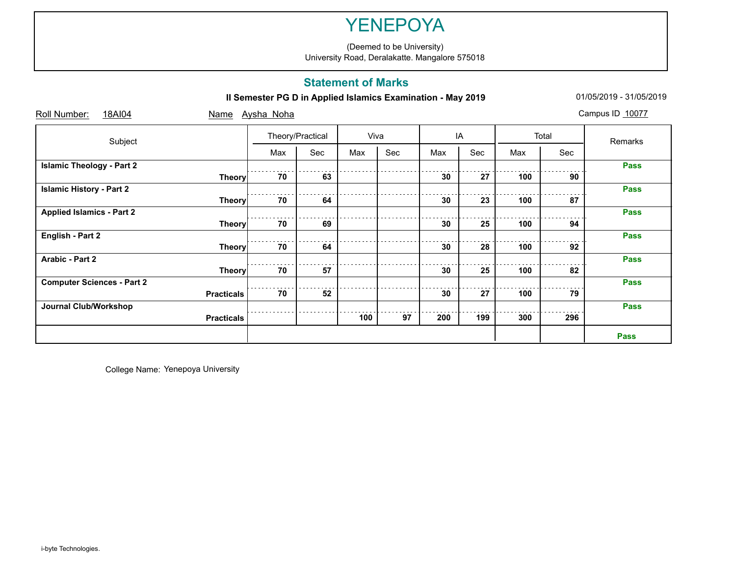# YENEPOYA

(Deemed to be University)
University Road, Deralakatte. Mangalore 575018

## Statement of Marks

**II Semester PG D in Applied Islamics Examination - May 2019**

01/05/2019 - 31/05/2019

Roll Number: 18AI04    Name Aysha Noha    Campus ID 10077

| Subject | | Theory/Practical | | Viva | | IA | | Total | | Remarks |
|---|---|---|---|---|---|---|---|---|---|---|
| | | Max | Sec | Max | Sec | Max | Sec | Max | Sec | |
| **Islamic Theology - Part 2** | **Theory** | **70** | **63** | | | **30** | **27** | **100** | **90** | **Pass** |
| **Islamic History - Part 2** | **Theory** | **70** | **64** | | | **30** | **23** | **100** | **87** | **Pass** |
| **Applied Islamics - Part 2** | **Theory** | **70** | **69** | | | **30** | **25** | **100** | **94** | **Pass** |
| **English - Part 2** | **Theory** | **70** | **64** | | | **30** | **28** | **100** | **92** | **Pass** |
| **Arabic - Part 2** | **Theory** | **70** | **57** | | | **30** | **25** | **100** | **82** | **Pass** |
| **Computer Sciences - Part 2** | **Practicals** | **70** | **52** | | | **30** | **27** | **100** | **79** | **Pass** |
| **Journal Club/Workshop** | **Practicals** | | | **100** | **97** | **200** | **199** | **300** | **296** | **Pass** |
| | | | | | | | | | | **Pass** |

College Name: Yenepoya University

i-byte Technologies.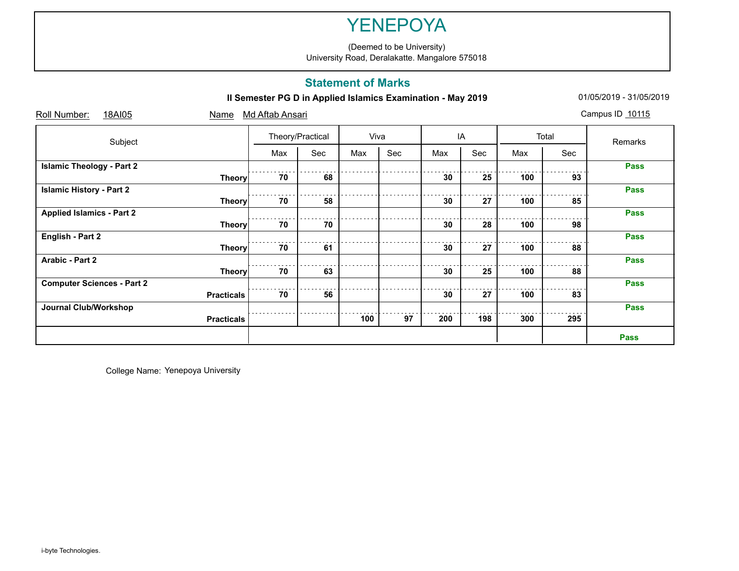# YENEPOYA

(Deemed to be University)
University Road, Deralakatte. Mangalore 575018

## Statement of Marks

**II Semester PG D in Applied Islamics Examination - May 2019**

01/05/2019 - 31/05/2019

Roll Number: 18AI05 Name Md Aftab Ansari Campus ID 10115

| Subject | | Theory/Practical | | Viva | | IA | | Total | | Remarks |
|---|---|---|---|---|---|---|---|---|---|---|
| | | Max | Sec | Max | Sec | Max | Sec | Max | Sec | |
| **Islamic Theology - Part 2** | **Theory** | **70** | **68** | | | **30** | **25** | **100** | **93** | **Pass** |
| **Islamic History - Part 2** | **Theory** | **70** | **58** | | | **30** | **27** | **100** | **85** | **Pass** |
| **Applied Islamics - Part 2** | **Theory** | **70** | **70** | | | **30** | **28** | **100** | **98** | **Pass** |
| **English - Part 2** | **Theory** | **70** | **61** | | | **30** | **27** | **100** | **88** | **Pass** |
| **Arabic - Part 2** | **Theory** | **70** | **63** | | | **30** | **25** | **100** | **88** | **Pass** |
| **Computer Sciences - Part 2** | **Practicals** | **70** | **56** | | | **30** | **27** | **100** | **83** | **Pass** |
| **Journal Club/Workshop** | **Practicals** | | | **100** | **97** | **200** | **198** | **300** | **295** | **Pass** |
| | | | | | | | | | | **Pass** |

College Name: Yenepoya University

i-byte Technologies.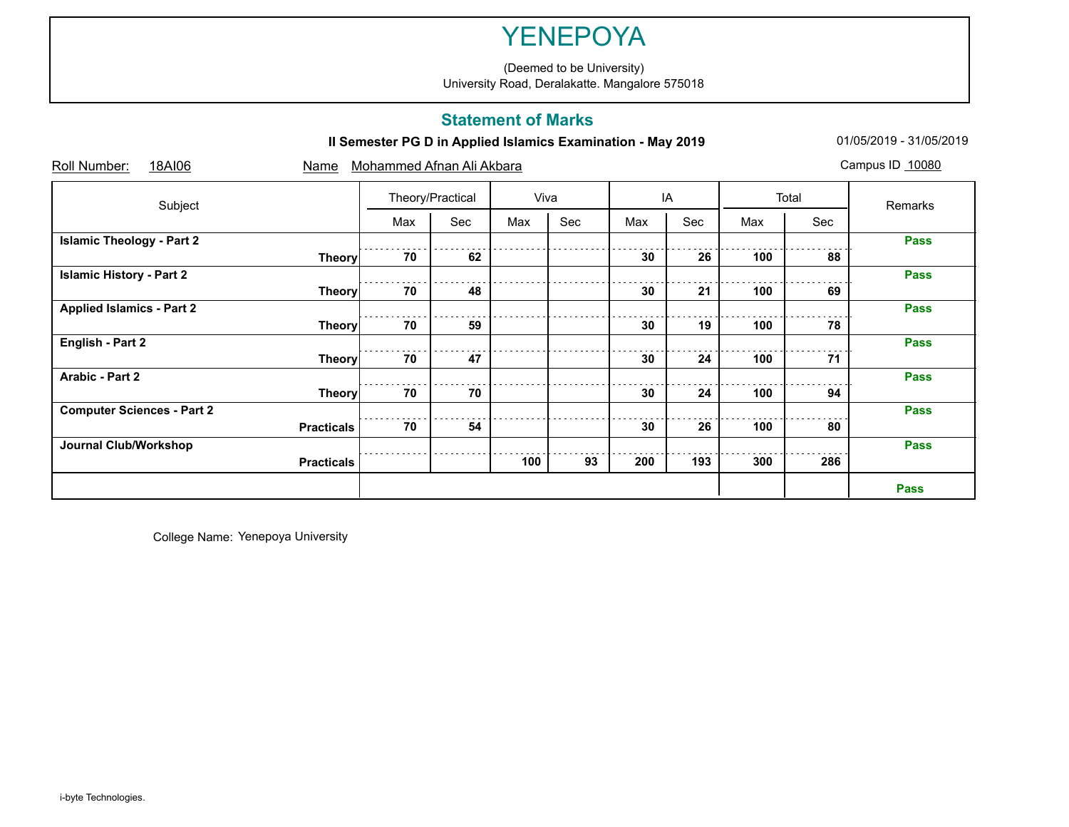# YENEPOYA

(Deemed to be University)
University Road, Deralakatte. Mangalore 575018

## Statement of Marks

**II Semester PG D in Applied Islamics Examination - May 2019**

01/05/2019 - 31/05/2019

Roll Number: 18AI06    Name Mohammed Afnan Ali Akbara    Campus ID 10080

| Subject | | Theory/Practical | | Viva | | IA | | Total | | Remarks |
|---|---|---|---|---|---|---|---|---|---|---|
| | | Max | Sec | Max | Sec | Max | Sec | Max | Sec | |
| **Islamic Theology - Part 2** | **Theory** | **70** | **62** | | | **30** | **26** | **100** | **88** | **Pass** |
| **Islamic History - Part 2** | **Theory** | **70** | **48** | | | **30** | **21** | **100** | **69** | **Pass** |
| **Applied Islamics - Part 2** | **Theory** | **70** | **59** | | | **30** | **19** | **100** | **78** | **Pass** |
| **English - Part 2** | **Theory** | **70** | **47** | | | **30** | **24** | **100** | **71** | **Pass** |
| **Arabic - Part 2** | **Theory** | **70** | **70** | | | **30** | **24** | **100** | **94** | **Pass** |
| **Computer Sciences - Part 2** | **Practicals** | **70** | **54** | | | **30** | **26** | **100** | **80** | **Pass** |
| **Journal Club/Workshop** | **Practicals** | | | **100** | **93** | **200** | **193** | **300** | **286** | **Pass** |
| | | | | | | | | | | **Pass** |

College Name: Yenepoya University

i-byte Technologies.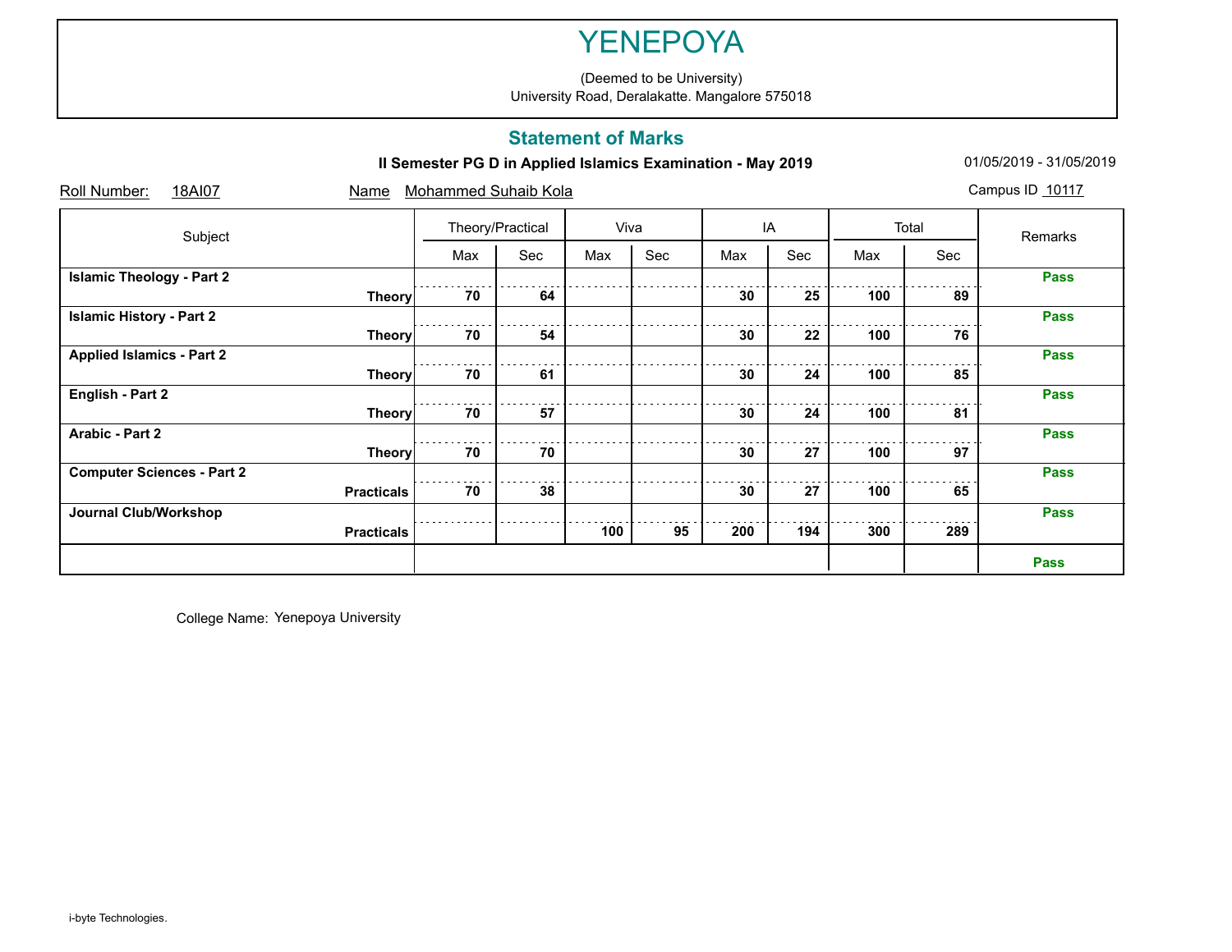# YENEPOYA

(Deemed to be University)
University Road, Deralakatte. Mangalore 575018

## Statement of Marks

**II Semester PG D in Applied Islamics Examination - May 2019**

01/05/2019 - 31/05/2019

Roll Number: 18AI07 Name Mohammed Suhaib Kola Campus ID 10117

| Subject | | Theory/Practical | | Viva | | IA | | Total | | Remarks |
|---|---|---|---|---|---|---|---|---|---|---|
| | | Max | Sec | Max | Sec | Max | Sec | Max | Sec | |
| **Islamic Theology - Part 2** | **Theory** | **70** | **64** | | | **30** | **25** | **100** | **89** | **Pass** |
| **Islamic History - Part 2** | **Theory** | **70** | **54** | | | **30** | **22** | **100** | **76** | **Pass** |
| **Applied Islamics - Part 2** | **Theory** | **70** | **61** | | | **30** | **24** | **100** | **85** | **Pass** |
| **English - Part 2** | **Theory** | **70** | **57** | | | **30** | **24** | **100** | **81** | **Pass** |
| **Arabic - Part 2** | **Theory** | **70** | **70** | | | **30** | **27** | **100** | **97** | **Pass** |
| **Computer Sciences - Part 2** | **Practicals** | **70** | **38** | | | **30** | **27** | **100** | **65** | **Pass** |
| **Journal Club/Workshop** | **Practicals** | | | **100** | **95** | **200** | **194** | **300** | **289** | **Pass** |
| | | | | | | | | | | **Pass** |

College Name: Yenepoya University

i-byte Technologies.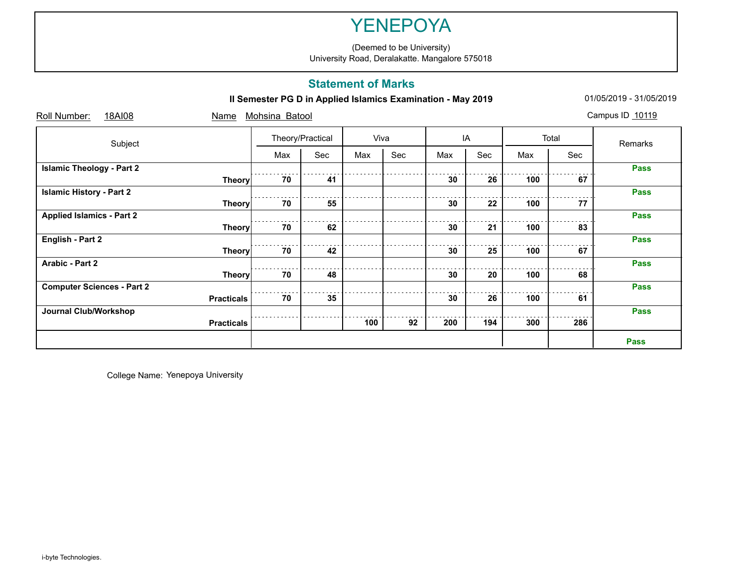# YENEPOYA

(Deemed to be University)
University Road, Deralakatte. Mangalore 575018

## Statement of Marks

**II Semester PG D in Applied Islamics Examination - May 2019**

01/05/2019 - 31/05/2019

Roll Number: 18AI08 Name Mohsina Batool Campus ID 10119

| Subject | | Theory/Practical | | Viva | | IA | | Total | | Remarks |
|---|---|---|---|---|---|---|---|---|---|---|
| | | Max | Sec | Max | Sec | Max | Sec | Max | Sec | |
| **Islamic Theology - Part 2** | **Theory** | **70** | **41** | | | **30** | **26** | **100** | **67** | **Pass** |
| **Islamic History - Part 2** | **Theory** | **70** | **55** | | | **30** | **22** | **100** | **77** | **Pass** |
| **Applied Islamics - Part 2** | **Theory** | **70** | **62** | | | **30** | **21** | **100** | **83** | **Pass** |
| **English - Part 2** | **Theory** | **70** | **42** | | | **30** | **25** | **100** | **67** | **Pass** |
| **Arabic - Part 2** | **Theory** | **70** | **48** | | | **30** | **20** | **100** | **68** | **Pass** |
| **Computer Sciences - Part 2** | **Practicals** | **70** | **35** | | | **30** | **26** | **100** | **61** | **Pass** |
| **Journal Club/Workshop** | **Practicals** | | | **100** | **92** | **200** | **194** | **300** | **286** | **Pass** |
| | | | | | | | | | | **Pass** |

College Name: Yenepoya University

i-byte Technologies.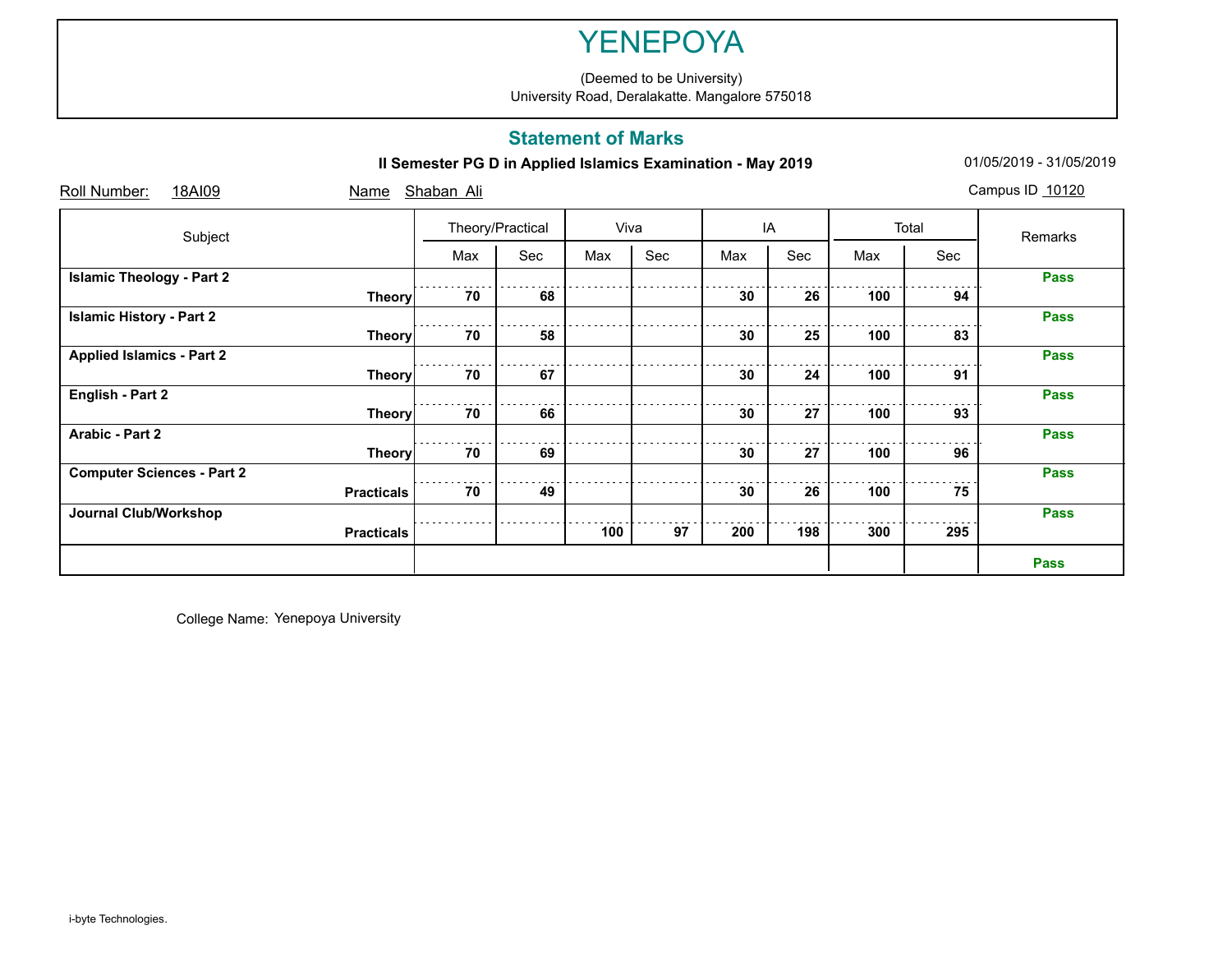# YENEPOYA

(Deemed to be University)
University Road, Deralakatte. Mangalore 575018

## Statement of Marks

**II Semester PG D in Applied Islamics Examination - May 2019** 01/05/2019 - 31/05/2019

Roll Number: 18AI09 Name Shaban Ali Campus ID 10120

| Subject | | Theory/Practical | | Viva | | IA | | Total | | Remarks |
|---|---|---|---|---|---|---|---|---|---|---|
| | | Max | Sec | Max | Sec | Max | Sec | Max | Sec | |
| **Islamic Theology - Part 2** | **Theory** | **70** | **68** | | | **30** | **26** | **100** | **94** | **Pass** |
| **Islamic History - Part 2** | **Theory** | **70** | **58** | | | **30** | **25** | **100** | **83** | **Pass** |
| **Applied Islamics - Part 2** | **Theory** | **70** | **67** | | | **30** | **24** | **100** | **91** | **Pass** |
| **English - Part 2** | **Theory** | **70** | **66** | | | **30** | **27** | **100** | **93** | **Pass** |
| **Arabic - Part 2** | **Theory** | **70** | **69** | | | **30** | **27** | **100** | **96** | **Pass** |
| **Computer Sciences - Part 2** | **Practicals** | **70** | **49** | | | **30** | **26** | **100** | **75** | **Pass** |
| **Journal Club/Workshop** | **Practicals** | | | **100** | **97** | **200** | **198** | **300** | **295** | **Pass** |
| | | | | | | | | | | **Pass** |

College Name: Yenepoya University

i-byte Technologies.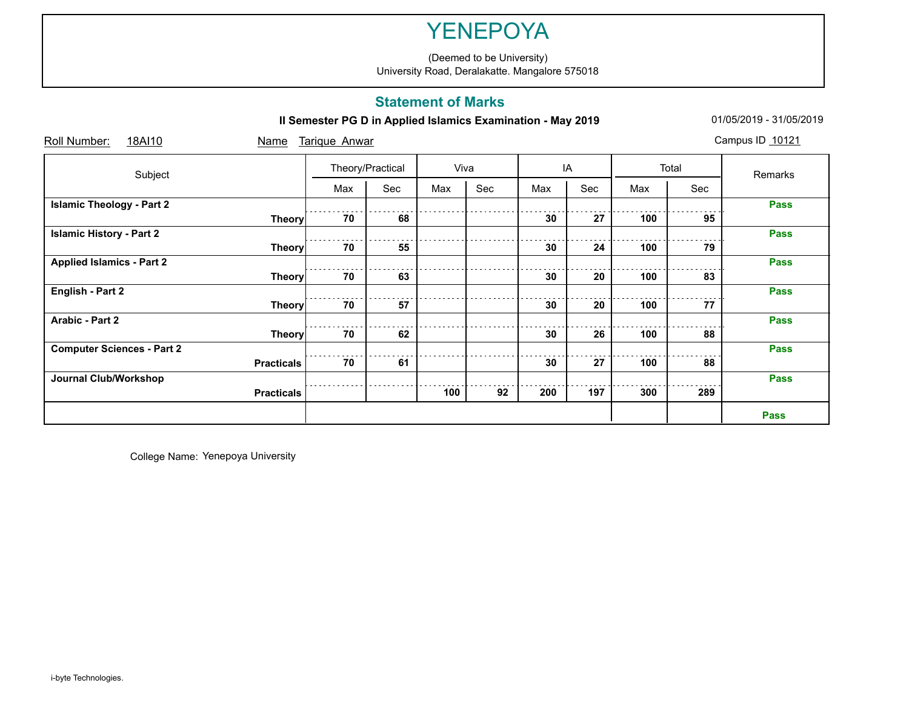# YENEPOYA

(Deemed to be University)
University Road, Deralakatte. Mangalore 575018

## Statement of Marks

**II Semester PG D in Applied Islamics Examination - May 2019**

01/05/2019 - 31/05/2019

Roll Number: 18AI10 Name Tarique Anwar Campus ID 10121

| Subject | | Theory/Practical | | Viva | | IA | | Total | | Remarks |
|---|---|---|---|---|---|---|---|---|---|---|
| | | Max | Sec | Max | Sec | Max | Sec | Max | Sec | |
| **Islamic Theology - Part 2** | **Theory** | **70** | **68** | | | **30** | **27** | **100** | **95** | **Pass** |
| **Islamic History - Part 2** | **Theory** | **70** | **55** | | | **30** | **24** | **100** | **79** | **Pass** |
| **Applied Islamics - Part 2** | **Theory** | **70** | **63** | | | **30** | **20** | **100** | **83** | **Pass** |
| **English - Part 2** | **Theory** | **70** | **57** | | | **30** | **20** | **100** | **77** | **Pass** |
| **Arabic - Part 2** | **Theory** | **70** | **62** | | | **30** | **26** | **100** | **88** | **Pass** |
| **Computer Sciences - Part 2** | **Practicals** | **70** | **61** | | | **30** | **27** | **100** | **88** | **Pass** |
| **Journal Club/Workshop** | **Practicals** | | | **100** | **92** | **200** | **197** | **300** | **289** | **Pass** |
| | | | | | | | | | | **Pass** |

College Name: Yenepoya University

i-byte Technologies.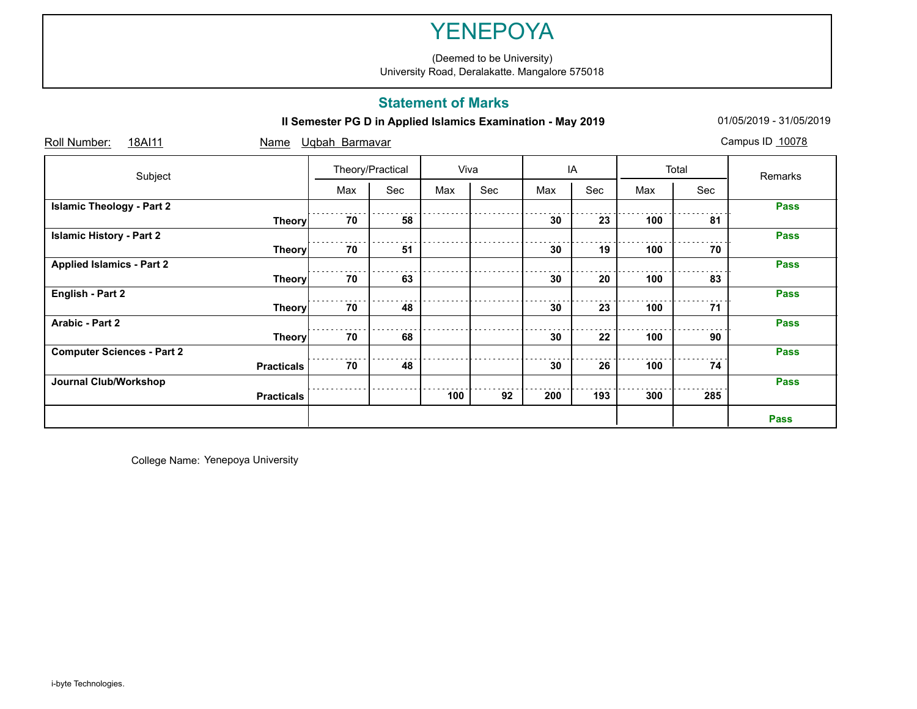# YENEPOYA

(Deemed to be University)
University Road, Deralakatte. Mangalore 575018

## Statement of Marks

**II Semester PG D in Applied Islamics Examination - May 2019**

01/05/2019 - 31/05/2019

Roll Number: 18AI11 Name Uqbah Barmavar Campus ID 10078

| Subject | | Theory/Practical | | Viva | | IA | | Total | | Remarks |
|---|---|---|---|---|---|---|---|---|---|---|
| | | Max | Sec | Max | Sec | Max | Sec | Max | Sec | |
| **Islamic Theology - Part 2** | **Theory** | **70** | **58** | | | **30** | **23** | **100** | **81** | **Pass** |
| **Islamic History - Part 2** | **Theory** | **70** | **51** | | | **30** | **19** | **100** | **70** | **Pass** |
| **Applied Islamics - Part 2** | **Theory** | **70** | **63** | | | **30** | **20** | **100** | **83** | **Pass** |
| **English - Part 2** | **Theory** | **70** | **48** | | | **30** | **23** | **100** | **71** | **Pass** |
| **Arabic - Part 2** | **Theory** | **70** | **68** | | | **30** | **22** | **100** | **90** | **Pass** |
| **Computer Sciences - Part 2** | **Practicals** | **70** | **48** | | | **30** | **26** | **100** | **74** | **Pass** |
| **Journal Club/Workshop** | **Practicals** | | | **100** | **92** | **200** | **193** | **300** | **285** | **Pass** |
| | | | | | | | | | | **Pass** |

College Name: Yenepoya University

i-byte Technologies.